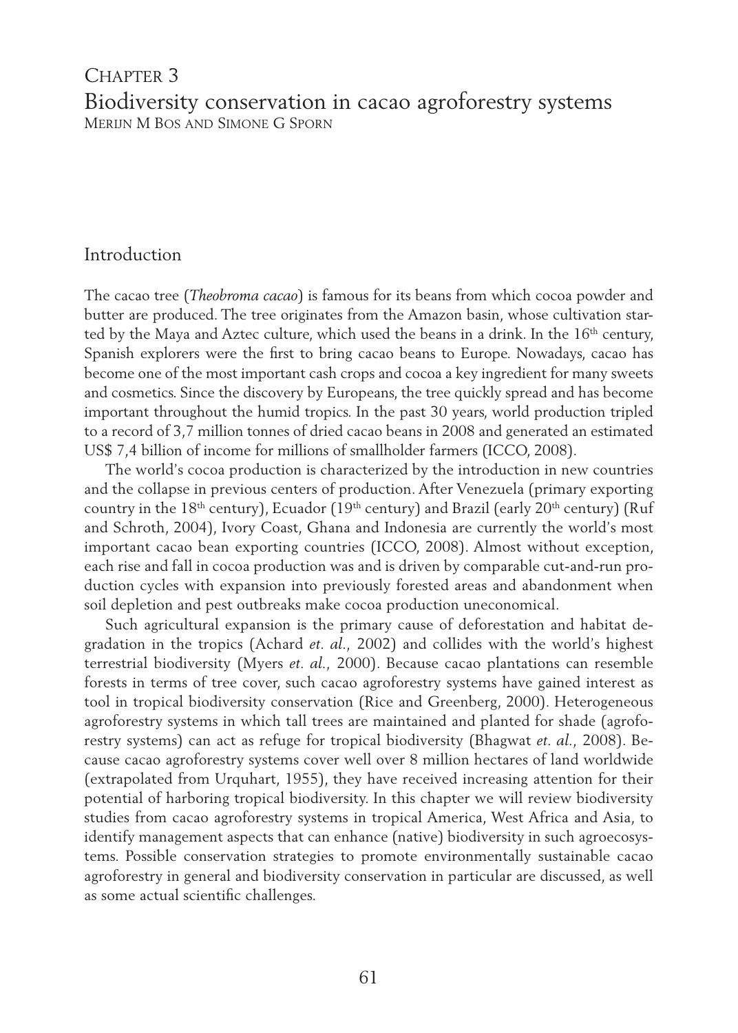# Chapter 3
# Biodiversity conservation in cacao agroforestry systems

Merijn M Bos and Simone G Sporn

## Introduction

The cacao tree (*Theobroma cacao*) is famous for its beans from which cocoa powder and butter are produced. The tree originates from the Amazon basin, whose cultivation started by the Maya and Aztec culture, which used the beans in a drink. In the 16th century, Spanish explorers were the first to bring cacao beans to Europe. Nowadays, cacao has become one of the most important cash crops and cocoa a key ingredient for many sweets and cosmetics. Since the discovery by Europeans, the tree quickly spread and has become important throughout the humid tropics. In the past 30 years, world production tripled to a record of 3,7 million tonnes of dried cacao beans in 2008 and generated an estimated US$ 7,4 billion of income for millions of smallholder farmers (ICCO, 2008).

The world's cocoa production is characterized by the introduction in new countries and the collapse in previous centers of production. After Venezuela (primary exporting country in the 18th century), Ecuador (19th century) and Brazil (early 20th century) (Ruf and Schroth, 2004), Ivory Coast, Ghana and Indonesia are currently the world's most important cacao bean exporting countries (ICCO, 2008). Almost without exception, each rise and fall in cocoa production was and is driven by comparable cut-and-run production cycles with expansion into previously forested areas and abandonment when soil depletion and pest outbreaks make cocoa production uneconomical.

Such agricultural expansion is the primary cause of deforestation and habitat degradation in the tropics (Achard *et. al.*, 2002) and collides with the world's highest terrestrial biodiversity (Myers *et. al.*, 2000). Because cacao plantations can resemble forests in terms of tree cover, such cacao agroforestry systems have gained interest as tool in tropical biodiversity conservation (Rice and Greenberg, 2000). Heterogeneous agroforestry systems in which tall trees are maintained and planted for shade (agroforestry systems) can act as refuge for tropical biodiversity (Bhagwat *et. al.*, 2008). Because cacao agroforestry systems cover well over 8 million hectares of land worldwide (extrapolated from Urquhart, 1955), they have received increasing attention for their potential of harboring tropical biodiversity. In this chapter we will review biodiversity studies from cacao agroforestry systems in tropical America, West Africa and Asia, to identify management aspects that can enhance (native) biodiversity in such agroecosystems. Possible conservation strategies to promote environmentally sustainable cacao agroforestry in general and biodiversity conservation in particular are discussed, as well as some actual scientific challenges.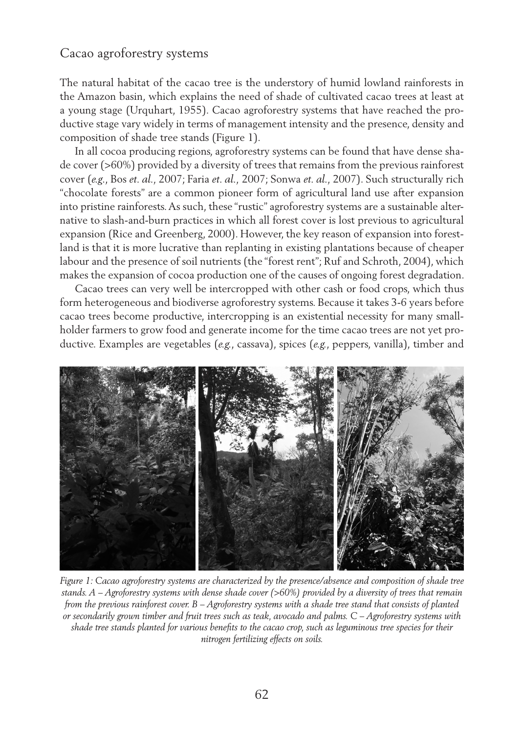## Cacao agroforestry systems

The natural habitat of the cacao tree is the understory of humid lowland rainforests in the Amazon basin, which explains the need of shade of cultivated cacao trees at least at a young stage (Urquhart, 1955). Cacao agroforestry systems that have reached the productive stage vary widely in terms of management intensity and the presence, density and composition of shade tree stands (Figure 1).

In all cocoa producing regions, agroforestry systems can be found that have dense shade cover (>60%) provided by a diversity of trees that remains from the previous rainforest cover (*e.g.*, Bos *et. al.*, 2007; Faria *et. al.*, 2007; Sonwa *et. al.*, 2007). Such structurally rich "chocolate forests" are a common pioneer form of agricultural land use after expansion into pristine rainforests. As such, these "rustic" agroforestry systems are a sustainable alternative to slash-and-burn practices in which all forest cover is lost previous to agricultural expansion (Rice and Greenberg, 2000). However, the key reason of expansion into forestland is that it is more lucrative than replanting in existing plantations because of cheaper labour and the presence of soil nutrients (the "forest rent"; Ruf and Schroth, 2004), which makes the expansion of cocoa production one of the causes of ongoing forest degradation.

Cacao trees can very well be intercropped with other cash or food crops, which thus form heterogeneous and biodiverse agroforestry systems. Because it takes 3-6 years before cacao trees become productive, intercropping is an existential necessity for many smallholder farmers to grow food and generate income for the time cacao trees are not yet productive. Examples are vegetables (*e.g.*, cassava), spices (*e.g.*, peppers, vanilla), timber and

*Figure 1: Cacao agroforestry systems are characterized by the presence/absence and composition of shade tree stands. A – Agroforestry systems with dense shade cover (>60%) provided by a diversity of trees that remain from the previous rainforest cover. B – Agroforestry systems with a shade tree stand that consists of planted or secondarily grown timber and fruit trees such as teak, avocado and palms. C – Agroforestry systems with shade tree stands planted for various benefits to the cacao crop, such as leguminous tree species for their nitrogen fertilizing effects on soils.*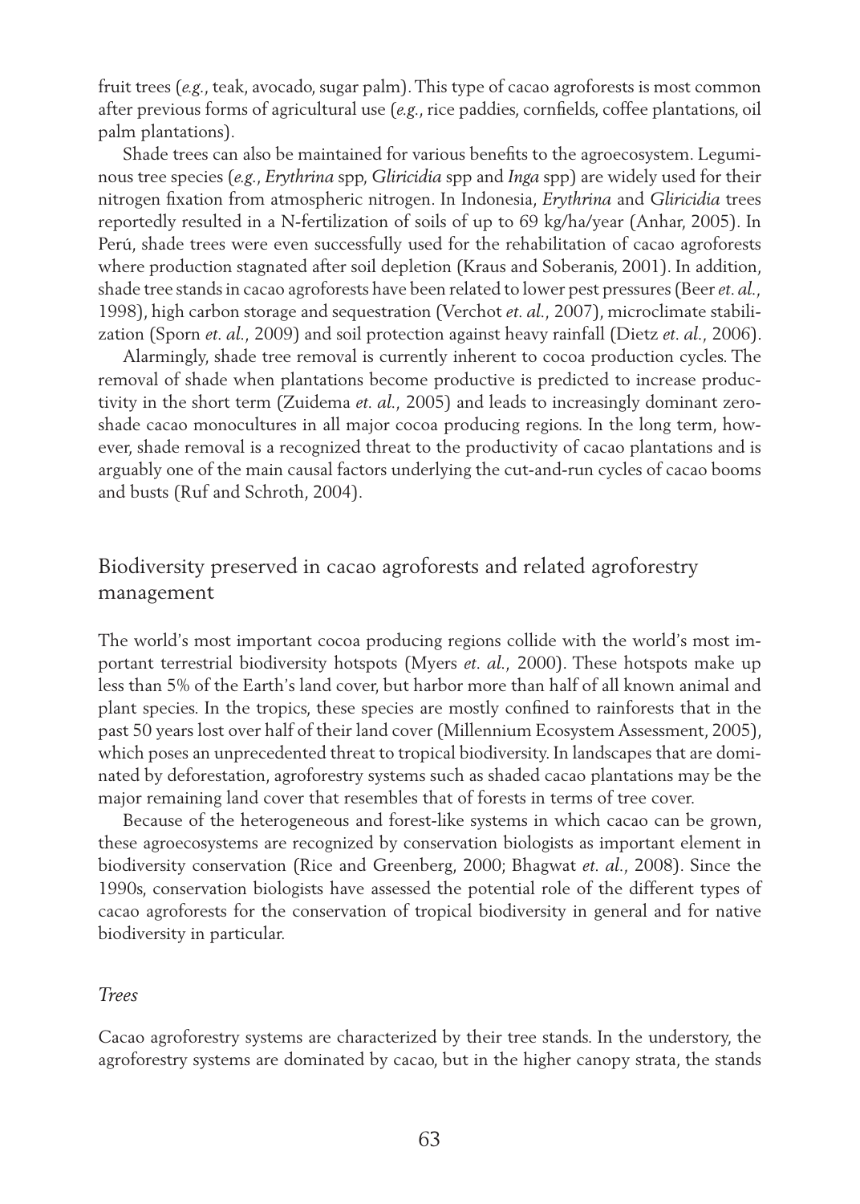fruit trees (*e.g.*, teak, avocado, sugar palm). This type of cacao agroforests is most common after previous forms of agricultural use (*e.g.*, rice paddies, cornfields, coffee plantations, oil palm plantations).

Shade trees can also be maintained for various benefits to the agroecosystem. Leguminous tree species (*e.g.*, *Erythrina* spp, *Gliricidia* spp and *Inga* spp) are widely used for their nitrogen fixation from atmospheric nitrogen. In Indonesia, *Erythrina* and *Gliricidia* trees reportedly resulted in a N-fertilization of soils of up to 69 kg/ha/year (Anhar, 2005). In Perú, shade trees were even successfully used for the rehabilitation of cacao agroforests where production stagnated after soil depletion (Kraus and Soberanis, 2001). In addition, shade tree stands in cacao agroforests have been related to lower pest pressures (Beer *et. al.*, 1998), high carbon storage and sequestration (Verchot *et. al.*, 2007), microclimate stabilization (Sporn *et. al.*, 2009) and soil protection against heavy rainfall (Dietz *et. al.*, 2006).

Alarmingly, shade tree removal is currently inherent to cocoa production cycles. The removal of shade when plantations become productive is predicted to increase productivity in the short term (Zuidema *et. al.*, 2005) and leads to increasingly dominant zero-shade cacao monocultures in all major cocoa producing regions. In the long term, however, shade removal is a recognized threat to the productivity of cacao plantations and is arguably one of the main causal factors underlying the cut-and-run cycles of cacao booms and busts (Ruf and Schroth, 2004).

## Biodiversity preserved in cacao agroforests and related agroforestry management

The world's most important cocoa producing regions collide with the world's most important terrestrial biodiversity hotspots (Myers *et. al.*, 2000). These hotspots make up less than 5% of the Earth's land cover, but harbor more than half of all known animal and plant species. In the tropics, these species are mostly confined to rainforests that in the past 50 years lost over half of their land cover (Millennium Ecosystem Assessment, 2005), which poses an unprecedented threat to tropical biodiversity. In landscapes that are dominated by deforestation, agroforestry systems such as shaded cacao plantations may be the major remaining land cover that resembles that of forests in terms of tree cover.

Because of the heterogeneous and forest-like systems in which cacao can be grown, these agroecosystems are recognized by conservation biologists as important element in biodiversity conservation (Rice and Greenberg, 2000; Bhagwat *et. al.*, 2008). Since the 1990s, conservation biologists have assessed the potential role of the different types of cacao agroforests for the conservation of tropical biodiversity in general and for native biodiversity in particular.

### *Trees*

Cacao agroforestry systems are characterized by their tree stands. In the understory, the agroforestry systems are dominated by cacao, but in the higher canopy strata, the stands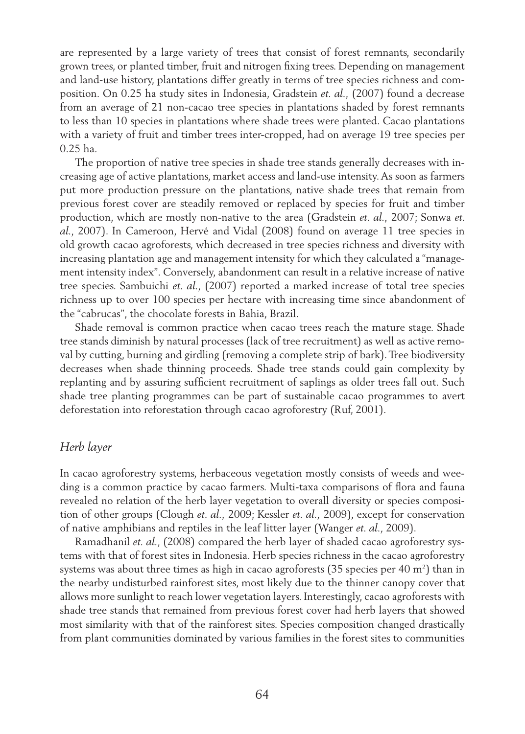are represented by a large variety of trees that consist of forest remnants, secondarily grown trees, or planted timber, fruit and nitrogen fixing trees. Depending on management and land-use history, plantations differ greatly in terms of tree species richness and composition. On 0.25 ha study sites in Indonesia, Gradstein *et. al.*, (2007) found a decrease from an average of 21 non-cacao tree species in plantations shaded by forest remnants to less than 10 species in plantations where shade trees were planted. Cacao plantations with a variety of fruit and timber trees inter-cropped, had on average 19 tree species per 0.25 ha.

The proportion of native tree species in shade tree stands generally decreases with increasing age of active plantations, market access and land-use intensity. As soon as farmers put more production pressure on the plantations, native shade trees that remain from previous forest cover are steadily removed or replaced by species for fruit and timber production, which are mostly non-native to the area (Gradstein *et. al.*, 2007; Sonwa *et. al.*, 2007). In Cameroon, Hervé and Vidal (2008) found on average 11 tree species in old growth cacao agroforests, which decreased in tree species richness and diversity with increasing plantation age and management intensity for which they calculated a "management intensity index". Conversely, abandonment can result in a relative increase of native tree species. Sambuichi *et. al.*, (2007) reported a marked increase of total tree species richness up to over 100 species per hectare with increasing time since abandonment of the "cabrucas", the chocolate forests in Bahia, Brazil.

Shade removal is common practice when cacao trees reach the mature stage. Shade tree stands diminish by natural processes (lack of tree recruitment) as well as active removal by cutting, burning and girdling (removing a complete strip of bark). Tree biodiversity decreases when shade thinning proceeds. Shade tree stands could gain complexity by replanting and by assuring sufficient recruitment of saplings as older trees fall out. Such shade tree planting programmes can be part of sustainable cacao programmes to avert deforestation into reforestation through cacao agroforestry (Ruf, 2001).

### *Herb layer*

In cacao agroforestry systems, herbaceous vegetation mostly consists of weeds and weeding is a common practice by cacao farmers. Multi-taxa comparisons of flora and fauna revealed no relation of the herb layer vegetation to overall diversity or species composition of other groups (Clough *et. al.*, 2009; Kessler *et. al.*, 2009), except for conservation of native amphibians and reptiles in the leaf litter layer (Wanger *et. al.*, 2009).

Ramadhanil *et. al.*, (2008) compared the herb layer of shaded cacao agroforestry systems with that of forest sites in Indonesia. Herb species richness in the cacao agroforestry systems was about three times as high in cacao agroforests (35 species per 40 m$^2$) than in the nearby undisturbed rainforest sites, most likely due to the thinner canopy cover that allows more sunlight to reach lower vegetation layers. Interestingly, cacao agroforests with shade tree stands that remained from previous forest cover had herb layers that showed most similarity with that of the rainforest sites. Species composition changed drastically from plant communities dominated by various families in the forest sites to communities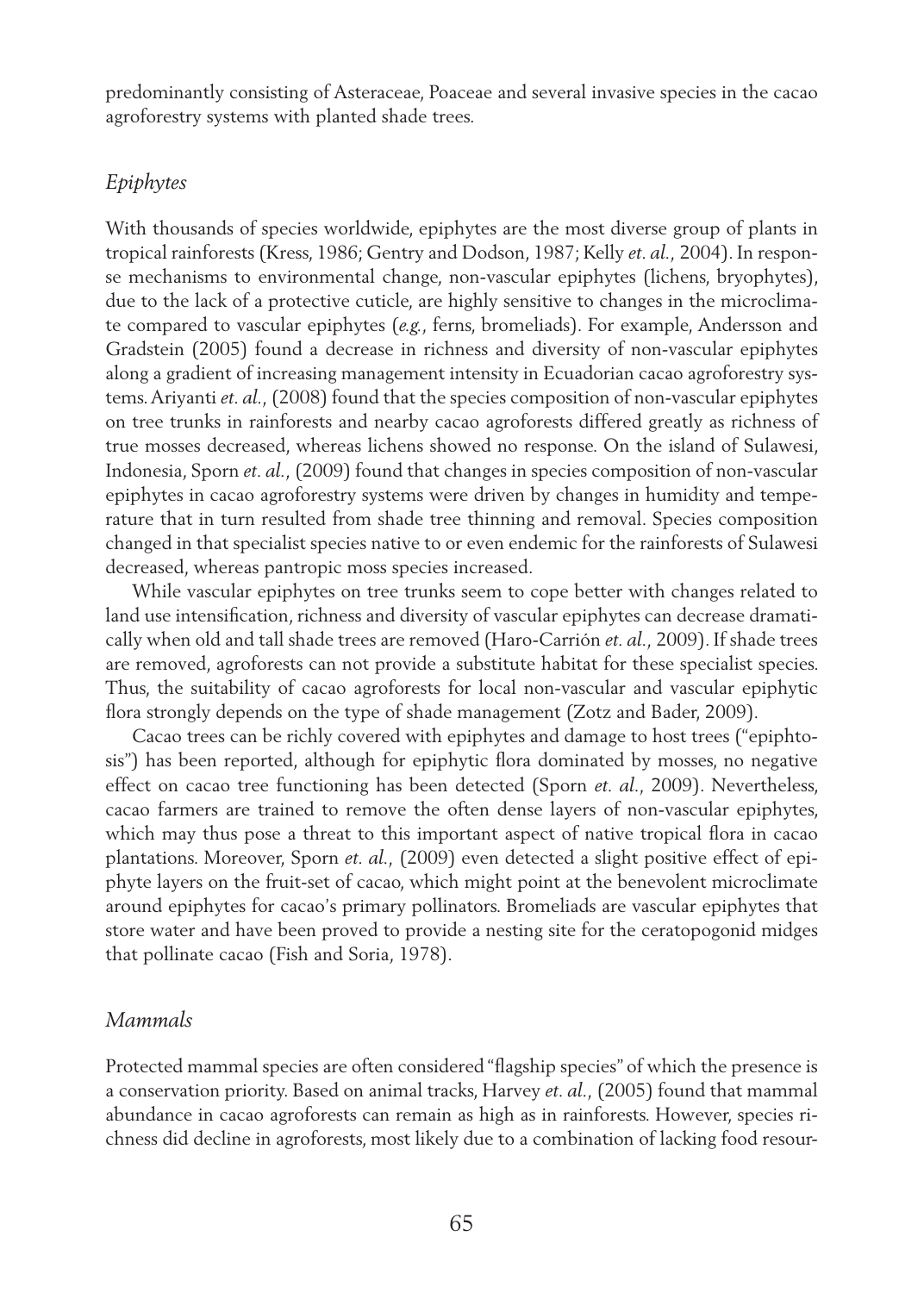predominantly consisting of Asteraceae, Poaceae and several invasive species in the cacao agroforestry systems with planted shade trees.

### *Epiphytes*

With thousands of species worldwide, epiphytes are the most diverse group of plants in tropical rainforests (Kress, 1986; Gentry and Dodson, 1987; Kelly *et. al.*, 2004). In response mechanisms to environmental change, non-vascular epiphytes (lichens, bryophytes), due to the lack of a protective cuticle, are highly sensitive to changes in the microclimate compared to vascular epiphytes (*e.g.*, ferns, bromeliads). For example, Andersson and Gradstein (2005) found a decrease in richness and diversity of non-vascular epiphytes along a gradient of increasing management intensity in Ecuadorian cacao agroforestry systems. Ariyanti *et. al.*, (2008) found that the species composition of non-vascular epiphytes on tree trunks in rainforests and nearby cacao agroforests differed greatly as richness of true mosses decreased, whereas lichens showed no response. On the island of Sulawesi, Indonesia, Sporn *et. al.*, (2009) found that changes in species composition of non-vascular epiphytes in cacao agroforestry systems were driven by changes in humidity and temperature that in turn resulted from shade tree thinning and removal. Species composition changed in that specialist species native to or even endemic for the rainforests of Sulawesi decreased, whereas pantropic moss species increased.

While vascular epiphytes on tree trunks seem to cope better with changes related to land use intensification, richness and diversity of vascular epiphytes can decrease dramatically when old and tall shade trees are removed (Haro-Carrión *et. al.*, 2009). If shade trees are removed, agroforests can not provide a substitute habitat for these specialist species. Thus, the suitability of cacao agroforests for local non-vascular and vascular epiphytic flora strongly depends on the type of shade management (Zotz and Bader, 2009).

Cacao trees can be richly covered with epiphytes and damage to host trees ("epiphtosis") has been reported, although for epiphytic flora dominated by mosses, no negative effect on cacao tree functioning has been detected (Sporn *et. al.*, 2009). Nevertheless, cacao farmers are trained to remove the often dense layers of non-vascular epiphytes, which may thus pose a threat to this important aspect of native tropical flora in cacao plantations. Moreover, Sporn *et. al.*, (2009) even detected a slight positive effect of epiphyte layers on the fruit-set of cacao, which might point at the benevolent microclimate around epiphytes for cacao's primary pollinators. Bromeliads are vascular epiphytes that store water and have been proved to provide a nesting site for the ceratopogonid midges that pollinate cacao (Fish and Soria, 1978).

### *Mammals*

Protected mammal species are often considered "flagship species" of which the presence is a conservation priority. Based on animal tracks, Harvey *et. al.*, (2005) found that mammal abundance in cacao agroforests can remain as high as in rainforests. However, species richness did decline in agroforests, most likely due to a combination of lacking food resour-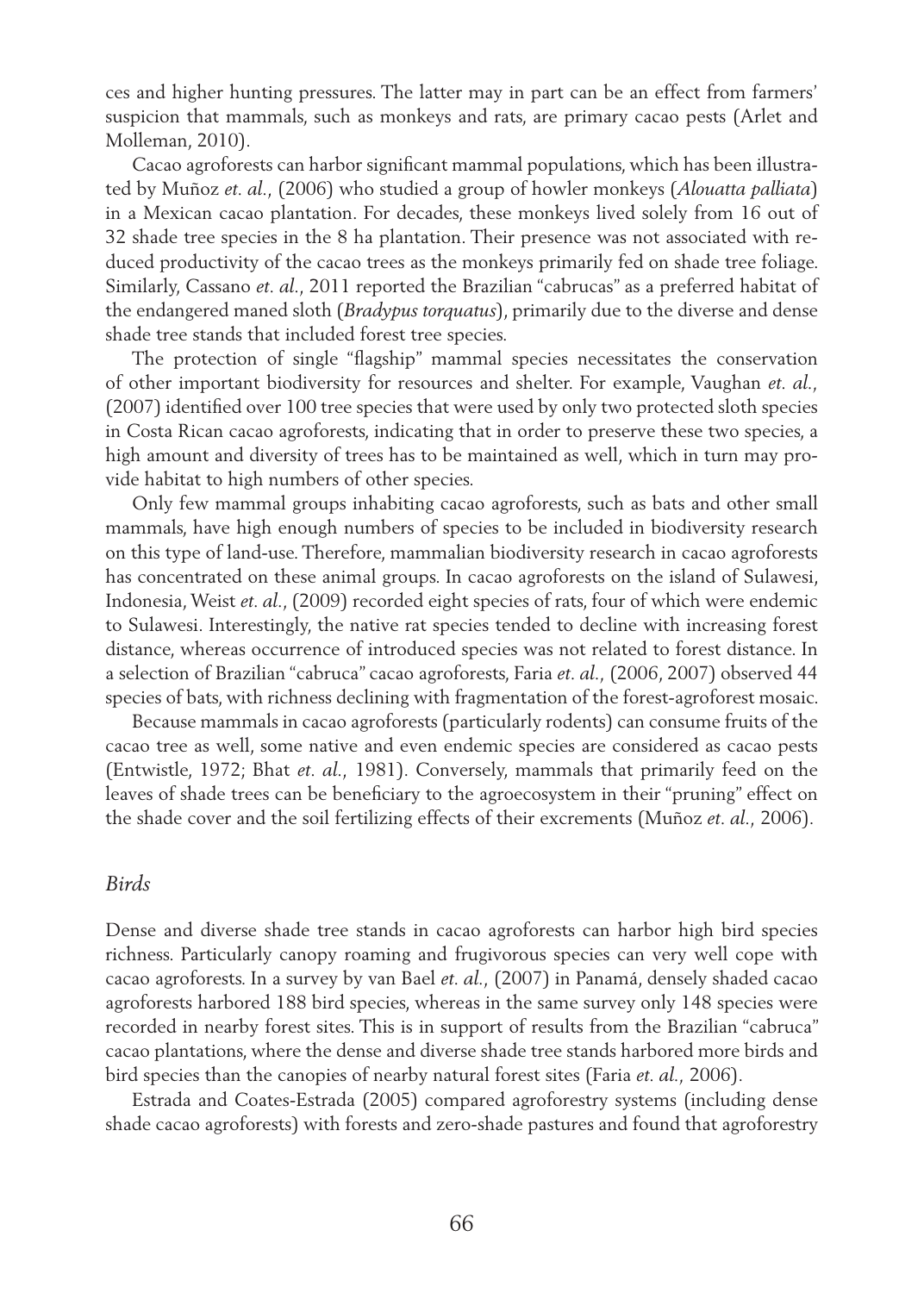ces and higher hunting pressures. The latter may in part can be an effect from farmers' suspicion that mammals, such as monkeys and rats, are primary cacao pests (Arlet and Molleman, 2010).

Cacao agroforests can harbor significant mammal populations, which has been illustrated by Muñoz *et. al.*, (2006) who studied a group of howler monkeys (*Alouatta palliata*) in a Mexican cacao plantation. For decades, these monkeys lived solely from 16 out of 32 shade tree species in the 8 ha plantation. Their presence was not associated with reduced productivity of the cacao trees as the monkeys primarily fed on shade tree foliage. Similarly, Cassano *et. al.*, 2011 reported the Brazilian "cabrucas" as a preferred habitat of the endangered maned sloth (*Bradypus torquatus*), primarily due to the diverse and dense shade tree stands that included forest tree species.

The protection of single "flagship" mammal species necessitates the conservation of other important biodiversity for resources and shelter. For example, Vaughan *et. al.*, (2007) identified over 100 tree species that were used by only two protected sloth species in Costa Rican cacao agroforests, indicating that in order to preserve these two species, a high amount and diversity of trees has to be maintained as well, which in turn may provide habitat to high numbers of other species.

Only few mammal groups inhabiting cacao agroforests, such as bats and other small mammals, have high enough numbers of species to be included in biodiversity research on this type of land-use. Therefore, mammalian biodiversity research in cacao agroforests has concentrated on these animal groups. In cacao agroforests on the island of Sulawesi, Indonesia, Weist *et. al.*, (2009) recorded eight species of rats, four of which were endemic to Sulawesi. Interestingly, the native rat species tended to decline with increasing forest distance, whereas occurrence of introduced species was not related to forest distance. In a selection of Brazilian "cabruca" cacao agroforests, Faria *et. al.*, (2006, 2007) observed 44 species of bats, with richness declining with fragmentation of the forest-agroforest mosaic.

Because mammals in cacao agroforests (particularly rodents) can consume fruits of the cacao tree as well, some native and even endemic species are considered as cacao pests (Entwistle, 1972; Bhat *et. al.*, 1981). Conversely, mammals that primarily feed on the leaves of shade trees can be beneficiary to the agroecosystem in their "pruning" effect on the shade cover and the soil fertilizing effects of their excrements (Muñoz *et. al.*, 2006).

### *Birds*

Dense and diverse shade tree stands in cacao agroforests can harbor high bird species richness. Particularly canopy roaming and frugivorous species can very well cope with cacao agroforests. In a survey by van Bael *et. al.*, (2007) in Panamá, densely shaded cacao agroforests harbored 188 bird species, whereas in the same survey only 148 species were recorded in nearby forest sites. This is in support of results from the Brazilian "cabruca" cacao plantations, where the dense and diverse shade tree stands harbored more birds and bird species than the canopies of nearby natural forest sites (Faria *et. al.*, 2006).

Estrada and Coates-Estrada (2005) compared agroforestry systems (including dense shade cacao agroforests) with forests and zero-shade pastures and found that agroforestry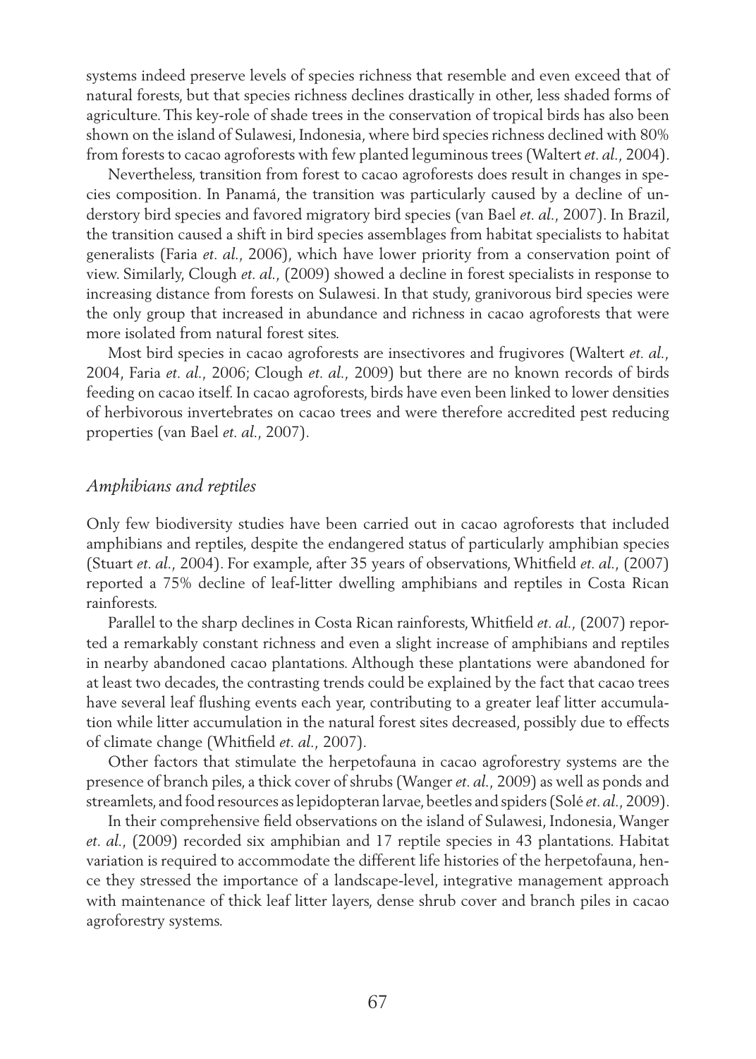systems indeed preserve levels of species richness that resemble and even exceed that of natural forests, but that species richness declines drastically in other, less shaded forms of agriculture. This key-role of shade trees in the conservation of tropical birds has also been shown on the island of Sulawesi, Indonesia, where bird species richness declined with 80% from forests to cacao agroforests with few planted leguminous trees (Waltert *et. al.*, 2004).

Nevertheless, transition from forest to cacao agroforests does result in changes in species composition. In Panamá, the transition was particularly caused by a decline of understory bird species and favored migratory bird species (van Bael *et. al.*, 2007). In Brazil, the transition caused a shift in bird species assemblages from habitat specialists to habitat generalists (Faria *et. al.*, 2006), which have lower priority from a conservation point of view. Similarly, Clough *et. al.*, (2009) showed a decline in forest specialists in response to increasing distance from forests on Sulawesi. In that study, granivorous bird species were the only group that increased in abundance and richness in cacao agroforests that were more isolated from natural forest sites.

Most bird species in cacao agroforests are insectivores and frugivores (Waltert *et. al.*, 2004, Faria *et. al.*, 2006; Clough *et. al.*, 2009) but there are no known records of birds feeding on cacao itself. In cacao agroforests, birds have even been linked to lower densities of herbivorous invertebrates on cacao trees and were therefore accredited pest reducing properties (van Bael *et. al.*, 2007).

### *Amphibians and reptiles*

Only few biodiversity studies have been carried out in cacao agroforests that included amphibians and reptiles, despite the endangered status of particularly amphibian species (Stuart *et. al.*, 2004). For example, after 35 years of observations, Whitfield *et. al.*, (2007) reported a 75% decline of leaf-litter dwelling amphibians and reptiles in Costa Rican rainforests.

Parallel to the sharp declines in Costa Rican rainforests, Whitfield *et. al.*, (2007) reported a remarkably constant richness and even a slight increase of amphibians and reptiles in nearby abandoned cacao plantations. Although these plantations were abandoned for at least two decades, the contrasting trends could be explained by the fact that cacao trees have several leaf flushing events each year, contributing to a greater leaf litter accumulation while litter accumulation in the natural forest sites decreased, possibly due to effects of climate change (Whitfield *et. al.*, 2007).

Other factors that stimulate the herpetofauna in cacao agroforestry systems are the presence of branch piles, a thick cover of shrubs (Wanger *et. al.*, 2009) as well as ponds and streamlets, and food resources as lepidopteran larvae, beetles and spiders (Solé *et. al.*, 2009).

In their comprehensive field observations on the island of Sulawesi, Indonesia, Wanger *et. al.*, (2009) recorded six amphibian and 17 reptile species in 43 plantations. Habitat variation is required to accommodate the different life histories of the herpetofauna, hence they stressed the importance of a landscape-level, integrative management approach with maintenance of thick leaf litter layers, dense shrub cover and branch piles in cacao agroforestry systems.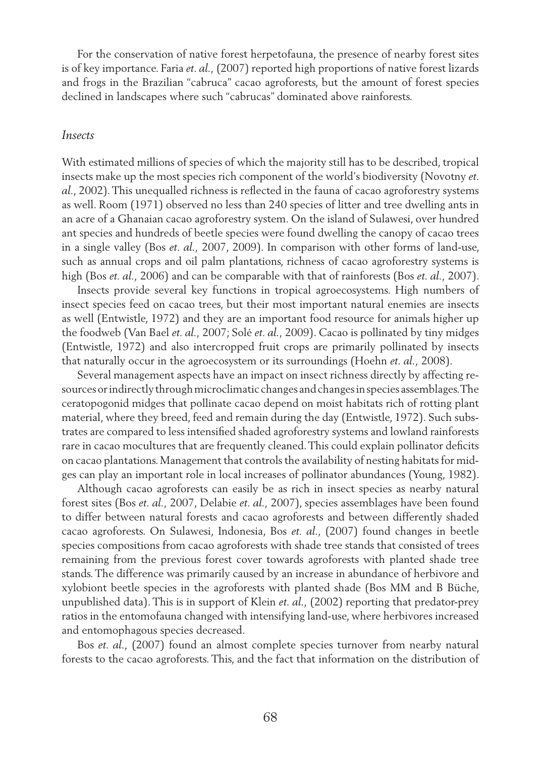For the conservation of native forest herpetofauna, the presence of nearby forest sites is of key importance. Faria *et. al.*, (2007) reported high proportions of native forest lizards and frogs in the Brazilian "cabruca" cacao agroforests, but the amount of forest species declined in landscapes where such "cabrucas" dominated above rainforests.

### *Insects*

With estimated millions of species of which the majority still has to be described, tropical insects make up the most species rich component of the world's biodiversity (Novotny *et. al.*, 2002). This unequalled richness is reflected in the fauna of cacao agroforestry systems as well. Room (1971) observed no less than 240 species of litter and tree dwelling ants in an acre of a Ghanaian cacao agroforestry system. On the island of Sulawesi, over hundred ant species and hundreds of beetle species were found dwelling the canopy of cacao trees in a single valley (Bos *et. al.*, 2007, 2009). In comparison with other forms of land-use, such as annual crops and oil palm plantations, richness of cacao agroforestry systems is high (Bos *et. al.*, 2006) and can be comparable with that of rainforests (Bos *et. al.*, 2007).

Insects provide several key functions in tropical agroecosystems. High numbers of insect species feed on cacao trees, but their most important natural enemies are insects as well (Entwistle, 1972) and they are an important food resource for animals higher up the foodweb (Van Bael *et. al.*, 2007; Solé *et. al.*, 2009). Cacao is pollinated by tiny midges (Entwistle, 1972) and also intercropped fruit crops are primarily pollinated by insects that naturally occur in the agroecosystem or its surroundings (Hoehn *et. al.*, 2008).

Several management aspects have an impact on insect richness directly by affecting resources or indirectly through microclimatic changes and changes in species assemblages. The ceratopogonid midges that pollinate cacao depend on moist habitats rich of rotting plant material, where they breed, feed and remain during the day (Entwistle, 1972). Such substrates are compared to less intensified shaded agroforestry systems and lowland rainforests rare in cacao mocultures that are frequently cleaned. This could explain pollinator deficits on cacao plantations. Management that controls the availability of nesting habitats for midges can play an important role in local increases of pollinator abundances (Young, 1982).

Although cacao agroforests can easily be as rich in insect species as nearby natural forest sites (Bos *et. al.*, 2007, Delabie *et. al.*, 2007), species assemblages have been found to differ between natural forests and cacao agroforests and between differently shaded cacao agroforests. On Sulawesi, Indonesia, Bos *et. al.*, (2007) found changes in beetle species compositions from cacao agroforests with shade tree stands that consisted of trees remaining from the previous forest cover towards agroforests with planted shade tree stands. The difference was primarily caused by an increase in abundance of herbivore and xylobiont beetle species in the agroforests with planted shade (Bos MM and B Büche, unpublished data). This is in support of Klein *et. al.*, (2002) reporting that predator-prey ratios in the entomofauna changed with intensifying land-use, where herbivores increased and entomophagous species decreased.

Bos *et. al.*, (2007) found an almost complete species turnover from nearby natural forests to the cacao agroforests. This, and the fact that information on the distribution of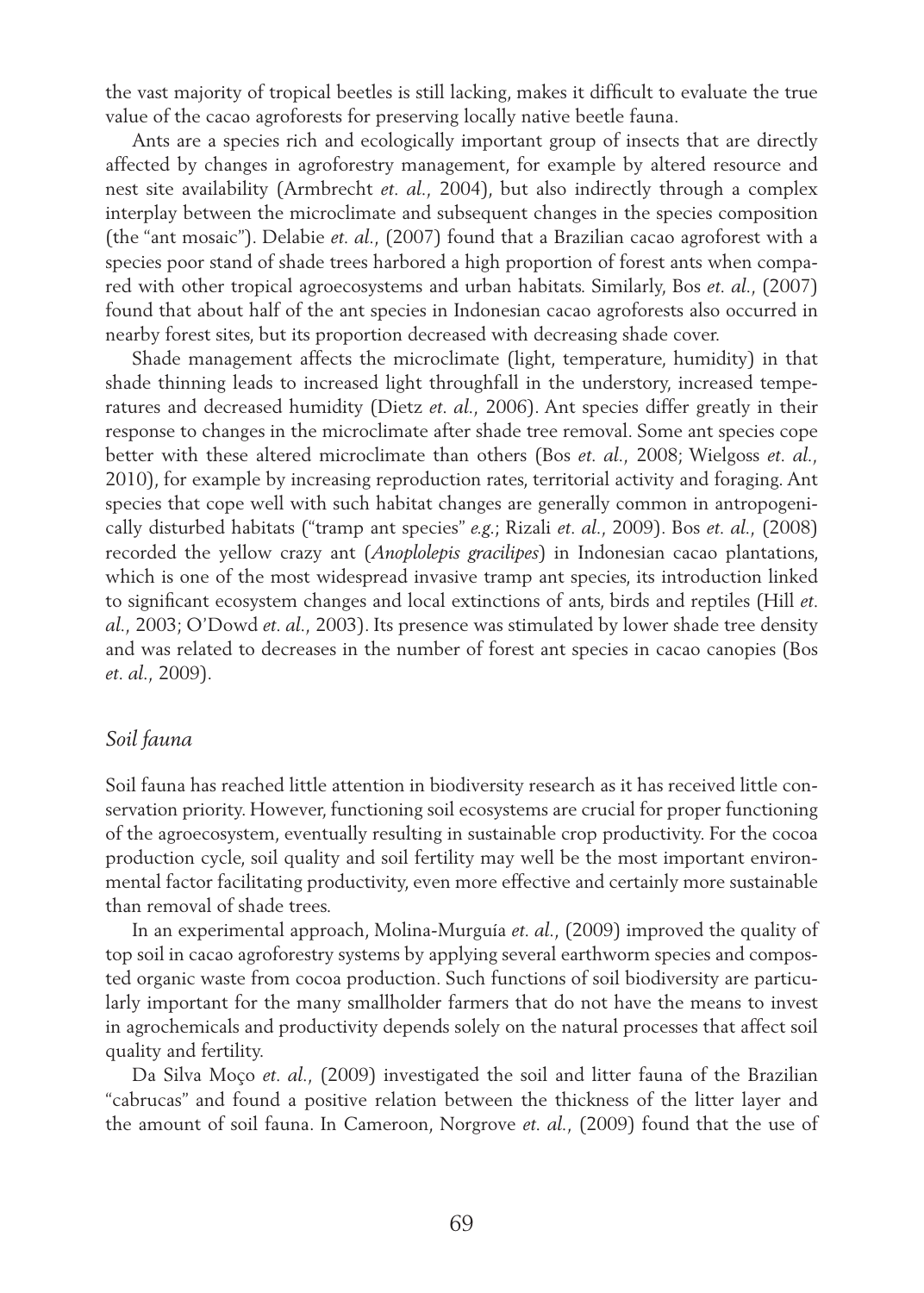the vast majority of tropical beetles is still lacking, makes it difficult to evaluate the true value of the cacao agroforests for preserving locally native beetle fauna.

Ants are a species rich and ecologically important group of insects that are directly affected by changes in agroforestry management, for example by altered resource and nest site availability (Armbrecht *et. al.*, 2004), but also indirectly through a complex interplay between the microclimate and subsequent changes in the species composition (the "ant mosaic"). Delabie *et. al.*, (2007) found that a Brazilian cacao agroforest with a species poor stand of shade trees harbored a high proportion of forest ants when compared with other tropical agroecosystems and urban habitats. Similarly, Bos *et. al.*, (2007) found that about half of the ant species in Indonesian cacao agroforests also occurred in nearby forest sites, but its proportion decreased with decreasing shade cover.

Shade management affects the microclimate (light, temperature, humidity) in that shade thinning leads to increased light throughfall in the understory, increased temperatures and decreased humidity (Dietz *et. al.*, 2006). Ant species differ greatly in their response to changes in the microclimate after shade tree removal. Some ant species cope better with these altered microclimate than others (Bos *et. al.*, 2008; Wielgoss *et. al.*, 2010), for example by increasing reproduction rates, territorial activity and foraging. Ant species that cope well with such habitat changes are generally common in antropogenically disturbed habitats ("tramp ant species" *e.g.*; Rizali *et. al.*, 2009). Bos *et. al.*, (2008) recorded the yellow crazy ant (*Anoplolepis gracilipes*) in Indonesian cacao plantations, which is one of the most widespread invasive tramp ant species, its introduction linked to significant ecosystem changes and local extinctions of ants, birds and reptiles (Hill *et. al.*, 2003; O'Dowd *et. al.*, 2003). Its presence was stimulated by lower shade tree density and was related to decreases in the number of forest ant species in cacao canopies (Bos *et. al.*, 2009).

### *Soil fauna*

Soil fauna has reached little attention in biodiversity research as it has received little conservation priority. However, functioning soil ecosystems are crucial for proper functioning of the agroecosystem, eventually resulting in sustainable crop productivity. For the cocoa production cycle, soil quality and soil fertility may well be the most important environmental factor facilitating productivity, even more effective and certainly more sustainable than removal of shade trees.

In an experimental approach, Molina-Murguía *et. al.*, (2009) improved the quality of top soil in cacao agroforestry systems by applying several earthworm species and composted organic waste from cocoa production. Such functions of soil biodiversity are particularly important for the many smallholder farmers that do not have the means to invest in agrochemicals and productivity depends solely on the natural processes that affect soil quality and fertility.

Da Silva Moço *et. al.*, (2009) investigated the soil and litter fauna of the Brazilian "cabrucas" and found a positive relation between the thickness of the litter layer and the amount of soil fauna. In Cameroon, Norgrove *et. al.*, (2009) found that the use of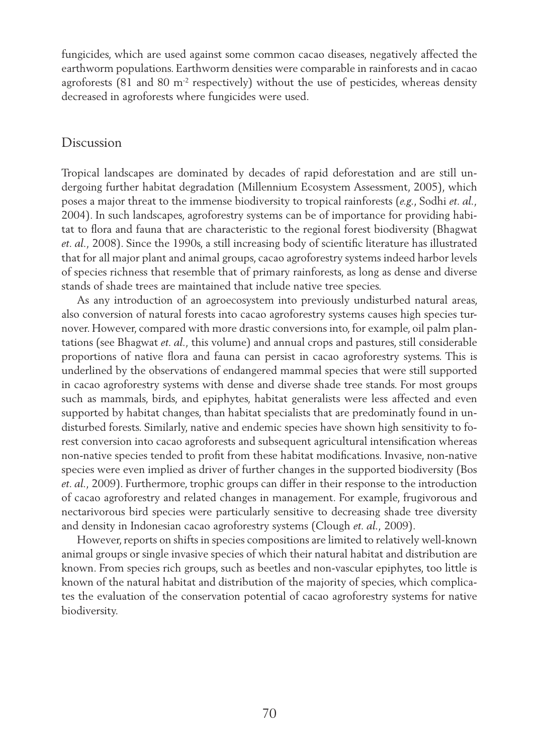fungicides, which are used against some common cacao diseases, negatively affected the earthworm populations. Earthworm densities were comparable in rainforests and in cacao agroforests (81 and 80 $m^{-2}$ respectively) without the use of pesticides, whereas density decreased in agroforests where fungicides were used.

## Discussion

Tropical landscapes are dominated by decades of rapid deforestation and are still undergoing further habitat degradation (Millennium Ecosystem Assessment, 2005), which poses a major threat to the immense biodiversity to tropical rainforests (*e.g.*, Sodhi *et. al.*, 2004). In such landscapes, agroforestry systems can be of importance for providing habitat to flora and fauna that are characteristic to the regional forest biodiversity (Bhagwat *et. al.*, 2008). Since the 1990s, a still increasing body of scientific literature has illustrated that for all major plant and animal groups, cacao agroforestry systems indeed harbor levels of species richness that resemble that of primary rainforests, as long as dense and diverse stands of shade trees are maintained that include native tree species.

As any introduction of an agroecosystem into previously undisturbed natural areas, also conversion of natural forests into cacao agroforestry systems causes high species turnover. However, compared with more drastic conversions into, for example, oil palm plantations (see Bhagwat *et. al.*, this volume) and annual crops and pastures, still considerable proportions of native flora and fauna can persist in cacao agroforestry systems. This is underlined by the observations of endangered mammal species that were still supported in cacao agroforestry systems with dense and diverse shade tree stands. For most groups such as mammals, birds, and epiphytes, habitat generalists were less affected and even supported by habitat changes, than habitat specialists that are predominatly found in undisturbed forests. Similarly, native and endemic species have shown high sensitivity to forest conversion into cacao agroforests and subsequent agricultural intensification whereas non-native species tended to profit from these habitat modifications. Invasive, non-native species were even implied as driver of further changes in the supported biodiversity (Bos *et. al.*, 2009). Furthermore, trophic groups can differ in their response to the introduction of cacao agroforestry and related changes in management. For example, frugivorous and nectarivorous bird species were particularly sensitive to decreasing shade tree diversity and density in Indonesian cacao agroforestry systems (Clough *et. al.*, 2009).

However, reports on shifts in species compositions are limited to relatively well-known animal groups or single invasive species of which their natural habitat and distribution are known. From species rich groups, such as beetles and non-vascular epiphytes, too little is known of the natural habitat and distribution of the majority of species, which complicates the evaluation of the conservation potential of cacao agroforestry systems for native biodiversity.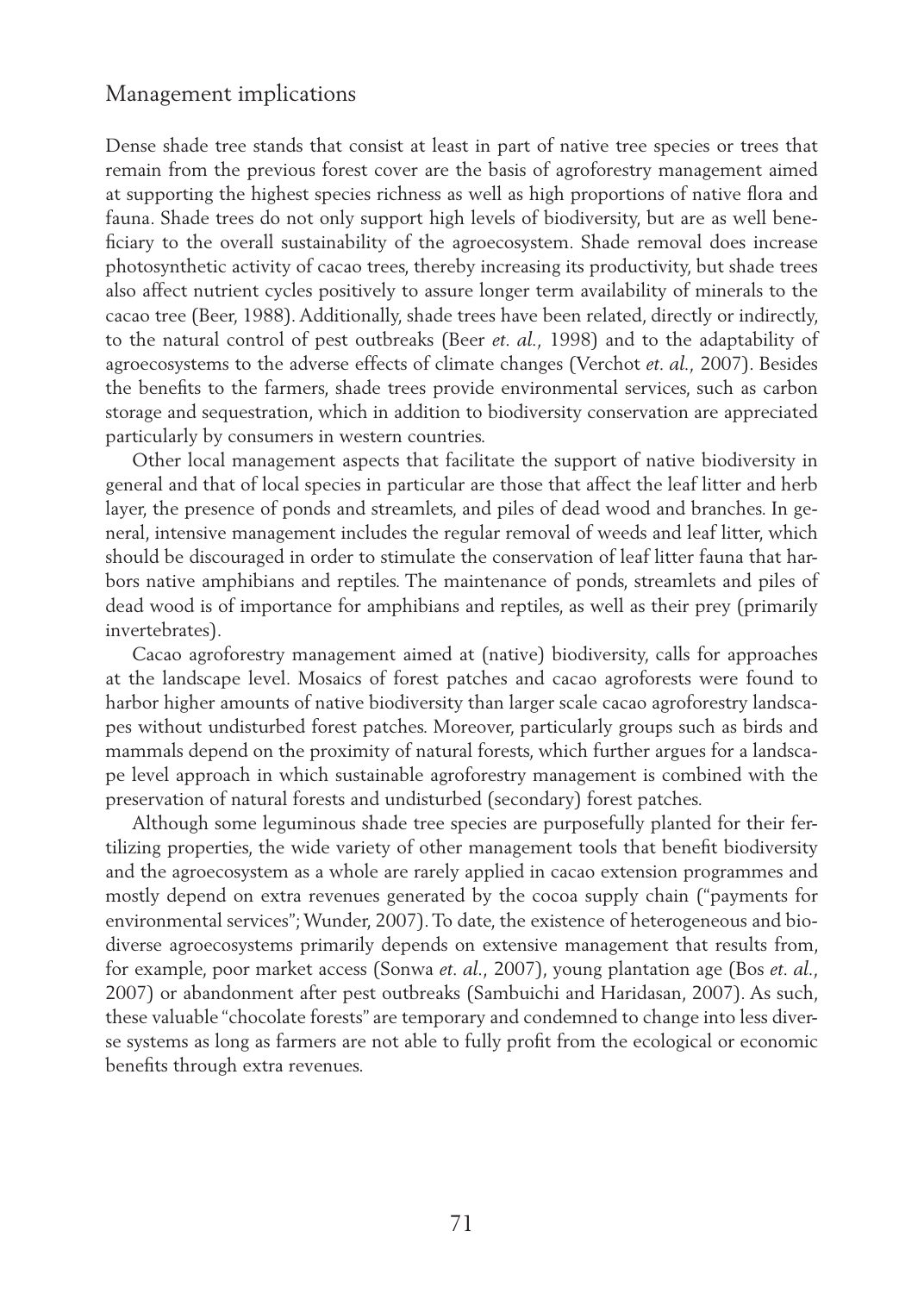## Management implications

Dense shade tree stands that consist at least in part of native tree species or trees that remain from the previous forest cover are the basis of agroforestry management aimed at supporting the highest species richness as well as high proportions of native flora and fauna. Shade trees do not only support high levels of biodiversity, but are as well beneficiary to the overall sustainability of the agroecosystem. Shade removal does increase photosynthetic activity of cacao trees, thereby increasing its productivity, but shade trees also affect nutrient cycles positively to assure longer term availability of minerals to the cacao tree (Beer, 1988). Additionally, shade trees have been related, directly or indirectly, to the natural control of pest outbreaks (Beer *et. al.*, 1998) and to the adaptability of agroecosystems to the adverse effects of climate changes (Verchot *et. al.*, 2007). Besides the benefits to the farmers, shade trees provide environmental services, such as carbon storage and sequestration, which in addition to biodiversity conservation are appreciated particularly by consumers in western countries.

Other local management aspects that facilitate the support of native biodiversity in general and that of local species in particular are those that affect the leaf litter and herb layer, the presence of ponds and streamlets, and piles of dead wood and branches. In general, intensive management includes the regular removal of weeds and leaf litter, which should be discouraged in order to stimulate the conservation of leaf litter fauna that harbors native amphibians and reptiles. The maintenance of ponds, streamlets and piles of dead wood is of importance for amphibians and reptiles, as well as their prey (primarily invertebrates).

Cacao agroforestry management aimed at (native) biodiversity, calls for approaches at the landscape level. Mosaics of forest patches and cacao agroforests were found to harbor higher amounts of native biodiversity than larger scale cacao agroforestry landscapes without undisturbed forest patches. Moreover, particularly groups such as birds and mammals depend on the proximity of natural forests, which further argues for a landscape level approach in which sustainable agroforestry management is combined with the preservation of natural forests and undisturbed (secondary) forest patches.

Although some leguminous shade tree species are purposefully planted for their fertilizing properties, the wide variety of other management tools that benefit biodiversity and the agroecosystem as a whole are rarely applied in cacao extension programmes and mostly depend on extra revenues generated by the cocoa supply chain ("payments for environmental services"; Wunder, 2007). To date, the existence of heterogeneous and biodiverse agroecosystems primarily depends on extensive management that results from, for example, poor market access (Sonwa *et. al.*, 2007), young plantation age (Bos *et. al.*, 2007) or abandonment after pest outbreaks (Sambuichi and Haridasan, 2007). As such, these valuable "chocolate forests" are temporary and condemned to change into less diverse systems as long as farmers are not able to fully profit from the ecological or economic benefits through extra revenues.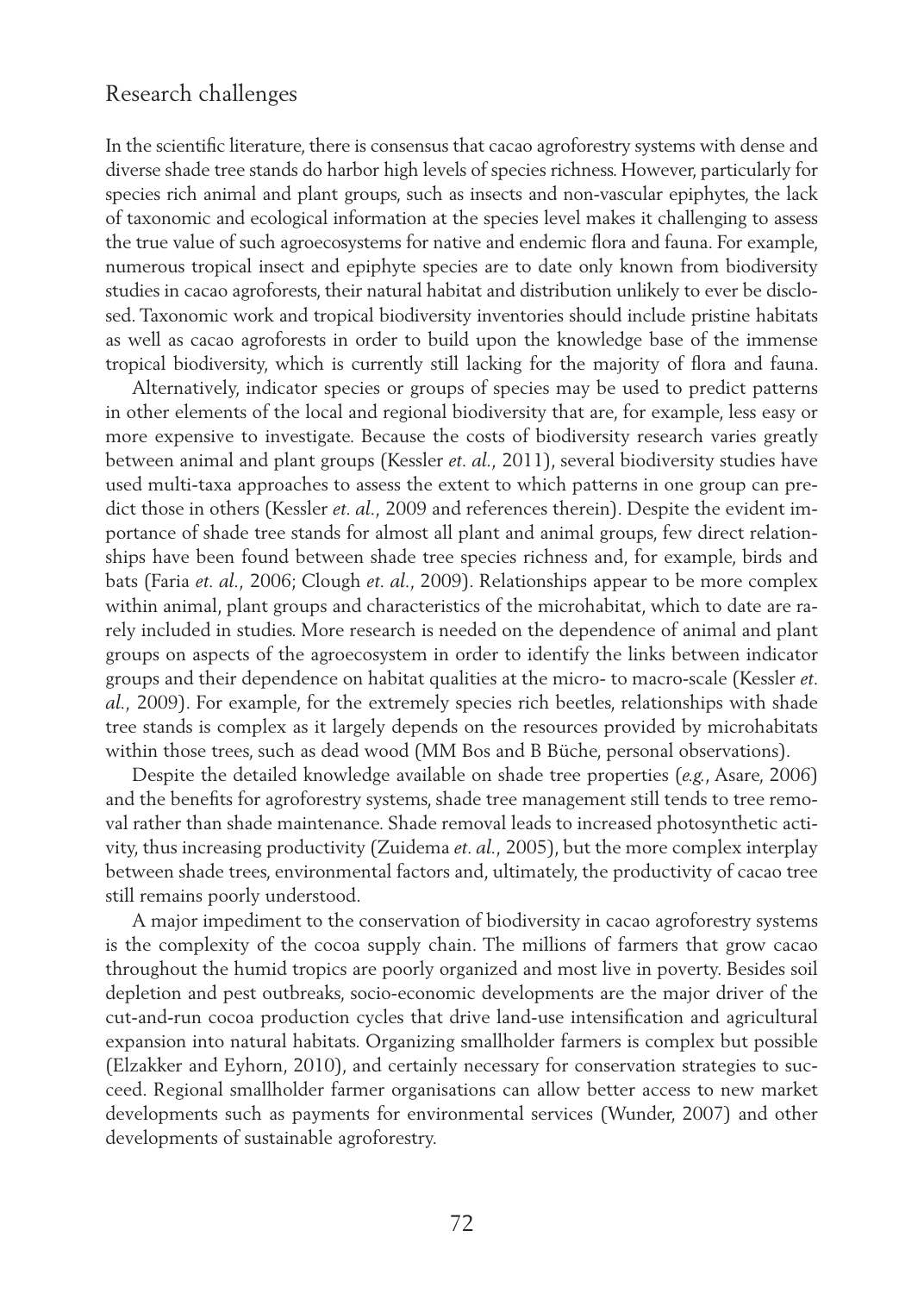## Research challenges

In the scientific literature, there is consensus that cacao agroforestry systems with dense and diverse shade tree stands do harbor high levels of species richness. However, particularly for species rich animal and plant groups, such as insects and non-vascular epiphytes, the lack of taxonomic and ecological information at the species level makes it challenging to assess the true value of such agroecosystems for native and endemic flora and fauna. For example, numerous tropical insect and epiphyte species are to date only known from biodiversity studies in cacao agroforests, their natural habitat and distribution unlikely to ever be disclosed. Taxonomic work and tropical biodiversity inventories should include pristine habitats as well as cacao agroforests in order to build upon the knowledge base of the immense tropical biodiversity, which is currently still lacking for the majority of flora and fauna.

Alternatively, indicator species or groups of species may be used to predict patterns in other elements of the local and regional biodiversity that are, for example, less easy or more expensive to investigate. Because the costs of biodiversity research varies greatly between animal and plant groups (Kessler *et. al.*, 2011), several biodiversity studies have used multi-taxa approaches to assess the extent to which patterns in one group can predict those in others (Kessler *et. al.*, 2009 and references therein). Despite the evident importance of shade tree stands for almost all plant and animal groups, few direct relationships have been found between shade tree species richness and, for example, birds and bats (Faria *et. al.*, 2006; Clough *et. al.*, 2009). Relationships appear to be more complex within animal, plant groups and characteristics of the microhabitat, which to date are rarely included in studies. More research is needed on the dependence of animal and plant groups on aspects of the agroecosystem in order to identify the links between indicator groups and their dependence on habitat qualities at the micro- to macro-scale (Kessler *et. al.*, 2009). For example, for the extremely species rich beetles, relationships with shade tree stands is complex as it largely depends on the resources provided by microhabitats within those trees, such as dead wood (MM Bos and B Büche, personal observations).

Despite the detailed knowledge available on shade tree properties (*e.g.*, Asare, 2006) and the benefits for agroforestry systems, shade tree management still tends to tree removal rather than shade maintenance. Shade removal leads to increased photosynthetic activity, thus increasing productivity (Zuidema *et. al.*, 2005), but the more complex interplay between shade trees, environmental factors and, ultimately, the productivity of cacao tree still remains poorly understood.

A major impediment to the conservation of biodiversity in cacao agroforestry systems is the complexity of the cocoa supply chain. The millions of farmers that grow cacao throughout the humid tropics are poorly organized and most live in poverty. Besides soil depletion and pest outbreaks, socio-economic developments are the major driver of the cut-and-run cocoa production cycles that drive land-use intensification and agricultural expansion into natural habitats. Organizing smallholder farmers is complex but possible (Elzakker and Eyhorn, 2010), and certainly necessary for conservation strategies to succeed. Regional smallholder farmer organisations can allow better access to new market developments such as payments for environmental services (Wunder, 2007) and other developments of sustainable agroforestry.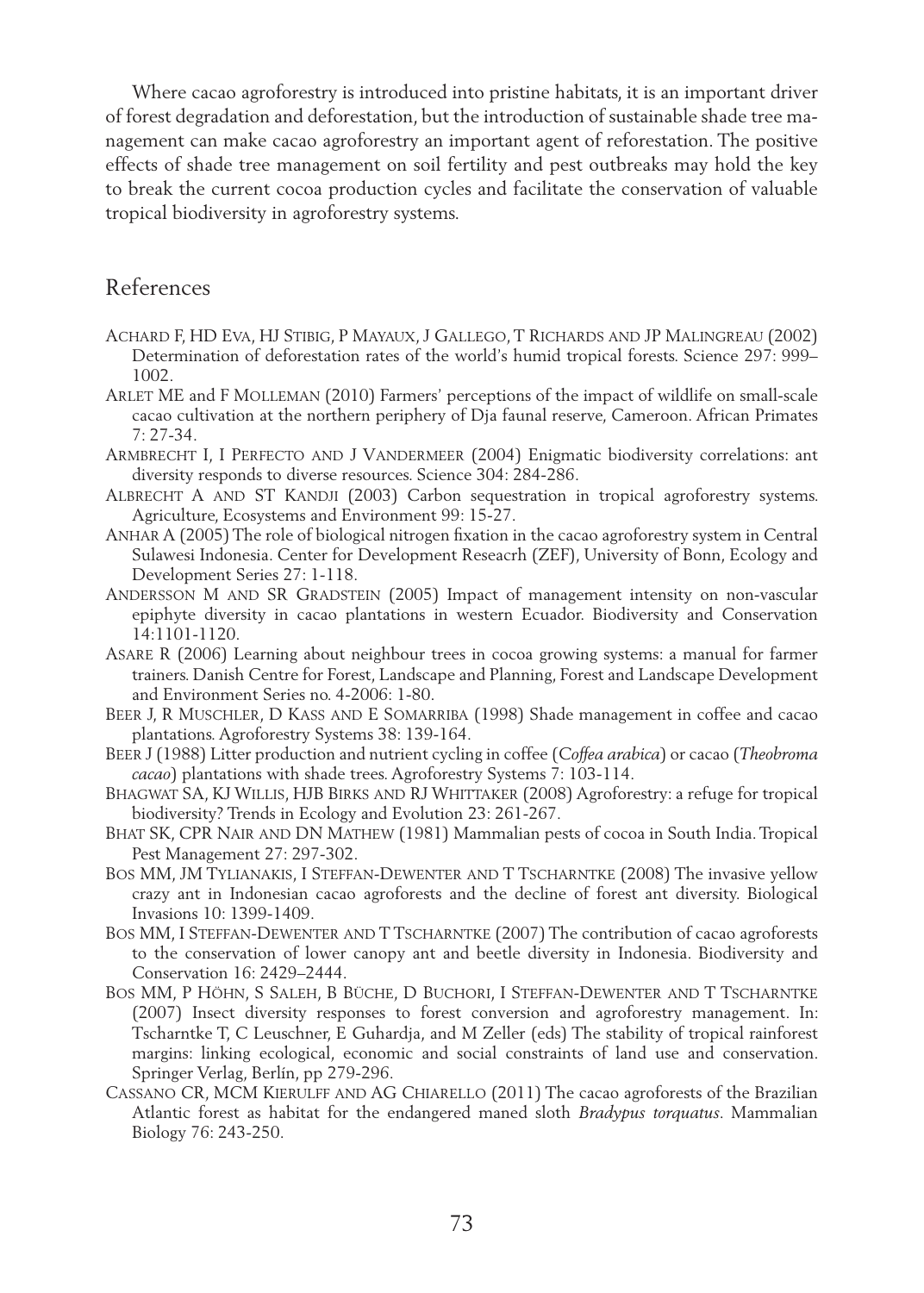Where cacao agroforestry is introduced into pristine habitats, it is an important driver of forest degradation and deforestation, but the introduction of sustainable shade tree management can make cacao agroforestry an important agent of reforestation. The positive effects of shade tree management on soil fertility and pest outbreaks may hold the key to break the current cocoa production cycles and facilitate the conservation of valuable tropical biodiversity in agroforestry systems.

## References

Achard F, HD Eva, HJ Stibig, P Mayaux, J Gallego, T Richards and JP Malingreau (2002) Determination of deforestation rates of the world's humid tropical forests. Science 297: 999–1002.

Arlet ME and F Molleman (2010) Farmers' perceptions of the impact of wildlife on small-scale cacao cultivation at the northern periphery of Dja faunal reserve, Cameroon. African Primates 7: 27-34.

Armbrecht I, I Perfecto and J Vandermeer (2004) Enigmatic biodiversity correlations: ant diversity responds to diverse resources. Science 304: 284-286.

Albrecht A and ST Kandji (2003) Carbon sequestration in tropical agroforestry systems. Agriculture, Ecosystems and Environment 99: 15-27.

Anhar A (2005) The role of biological nitrogen fixation in the cacao agroforestry system in Central Sulawesi Indonesia. Center for Development Reseacrh (ZEF), University of Bonn, Ecology and Development Series 27: 1-118.

Andersson M and SR Gradstein (2005) Impact of management intensity on non-vascular epiphyte diversity in cacao plantations in western Ecuador. Biodiversity and Conservation 14:1101-1120.

Asare R (2006) Learning about neighbour trees in cocoa growing systems: a manual for farmer trainers. Danish Centre for Forest, Landscape and Planning, Forest and Landscape Development and Environment Series no. 4-2006: 1-80.

Beer J, R Muschler, D Kass and E Somarriba (1998) Shade management in coffee and cacao plantations. Agroforestry Systems 38: 139-164.

Beer J (1988) Litter production and nutrient cycling in coffee (*Coffea arabica*) or cacao (*Theobroma cacao*) plantations with shade trees. Agroforestry Systems 7: 103-114.

Bhagwat SA, KJ Willis, HJB Birks and RJ Whittaker (2008) Agroforestry: a refuge for tropical biodiversity? Trends in Ecology and Evolution 23: 261-267.

Bhat SK, CPR Nair and DN Mathew (1981) Mammalian pests of cocoa in South India. Tropical Pest Management 27: 297-302.

Bos MM, JM Tylianakis, I Steffan-Dewenter and T Tscharntke (2008) The invasive yellow crazy ant in Indonesian cacao agroforests and the decline of forest ant diversity. Biological Invasions 10: 1399-1409.

Bos MM, I Steffan-Dewenter and T Tscharntke (2007) The contribution of cacao agroforests to the conservation of lower canopy ant and beetle diversity in Indonesia. Biodiversity and Conservation 16: 2429–2444.

Bos MM, P Höhn, S Saleh, B Büche, D Buchori, I Steffan-Dewenter and T Tscharntke (2007) Insect diversity responses to forest conversion and agroforestry management. In: Tscharntke T, C Leuschner, E Guhardja, and M Zeller (eds) The stability of tropical rainforest margins: linking ecological, economic and social constraints of land use and conservation. Springer Verlag, Berlín, pp 279-296.

Cassano CR, MCM Kierulff and AG Chiarello (2011) The cacao agroforests of the Brazilian Atlantic forest as habitat for the endangered maned sloth *Bradypus torquatus*. Mammalian Biology 76: 243-250.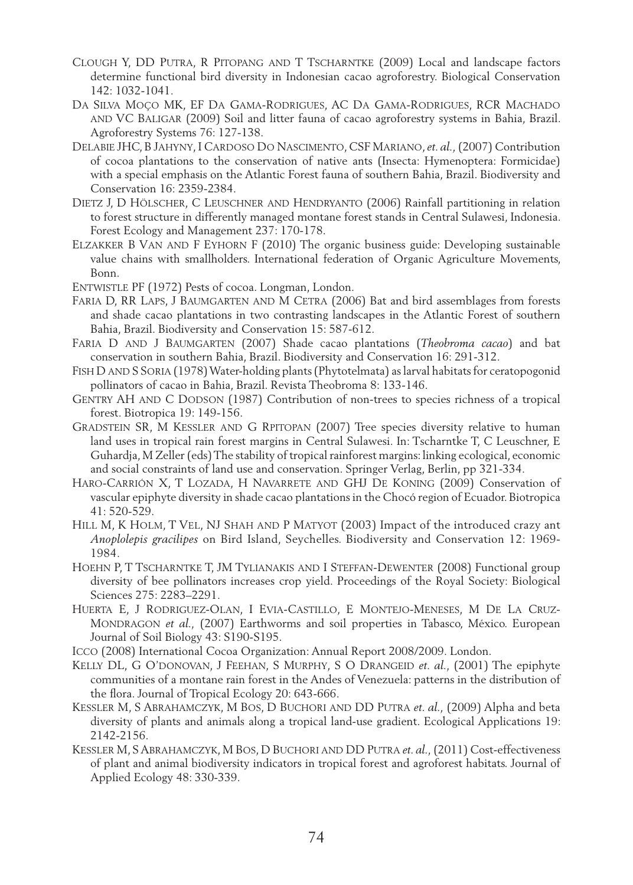Clough Y, DD Putra, R Pitopang and T Tscharntke (2009) Local and landscape factors determine functional bird diversity in Indonesian cacao agroforestry. Biological Conservation 142: 1032-1041.

Da Silva Moço MK, EF Da Gama-Rodrigues, AC Da Gama-Rodrigues, RCR Machado and VC Baligar (2009) Soil and litter fauna of cacao agroforestry systems in Bahia, Brazil. Agroforestry Systems 76: 127-138.

Delabie JHC, B Jahyny, I Cardoso Do Nascimento, CSF Mariano, *et. al.*, (2007) Contribution of cocoa plantations to the conservation of native ants (Insecta: Hymenoptera: Formicidae) with a special emphasis on the Atlantic Forest fauna of southern Bahia, Brazil. Biodiversity and Conservation 16: 2359-2384.

Dietz J, D Hölscher, C Leuschner and Hendryanto (2006) Rainfall partitioning in relation to forest structure in differently managed montane forest stands in Central Sulawesi, Indonesia. Forest Ecology and Management 237: 170-178.

Elzakker B van and F Eyhorn F (2010) The organic business guide: Developing sustainable value chains with smallholders. International federation of Organic Agriculture Movements, Bonn.

Entwistle PF (1972) Pests of cocoa. Longman, London.

Faria D, RR Laps, J Baumgarten and M Cetra (2006) Bat and bird assemblages from forests and shade cacao plantations in two contrasting landscapes in the Atlantic Forest of southern Bahia, Brazil. Biodiversity and Conservation 15: 587-612.

Faria D and J Baumgarten (2007) Shade cacao plantations (*Theobroma cacao*) and bat conservation in southern Bahia, Brazil. Biodiversity and Conservation 16: 291-312.

Fish D and S Soria (1978) Water-holding plants (Phytotelmata) as larval habitats for ceratopogonid pollinators of cacao in Bahia, Brazil. Revista Theobroma 8: 133-146.

Gentry AH and C Dodson (1987) Contribution of non-trees to species richness of a tropical forest. Biotropica 19: 149-156.

Gradstein SR, M Kessler and G Rpitopan (2007) Tree species diversity relative to human land uses in tropical rain forest margins in Central Sulawesi. In: Tscharntke T, C Leuschner, E Guhardja, M Zeller (eds) The stability of tropical rainforest margins: linking ecological, economic and social constraints of land use and conservation. Springer Verlag, Berlin, pp 321-334.

Haro-Carrión X, T Lozada, H Navarrete and GHJ De Koning (2009) Conservation of vascular epiphyte diversity in shade cacao plantations in the Chocó region of Ecuador. Biotropica 41: 520-529.

Hill M, K Holm, T Vel, NJ Shah and P Matyot (2003) Impact of the introduced crazy ant *Anoplolepis gracilipes* on Bird Island, Seychelles. Biodiversity and Conservation 12: 1969-1984.

Hoehn P, T Tscharntke T, JM Tylianakis and I Steffan-Dewenter (2008) Functional group diversity of bee pollinators increases crop yield. Proceedings of the Royal Society: Biological Sciences 275: 2283–2291.

Huerta E, J Rodriguez-Olan, I Evia-Castillo, E Montejo-Meneses, M De La Cruz-Mondragon *et al.*, (2007) Earthworms and soil properties in Tabasco, México. European Journal of Soil Biology 43: S190-S195.

Icco (2008) International Cocoa Organization: Annual Report 2008/2009. London.

Kelly DL, G O'Donovan, J Feehan, S Murphy, S O Drangeid *et. al.*, (2001) The epiphyte communities of a montane rain forest in the Andes of Venezuela: patterns in the distribution of the flora. Journal of Tropical Ecology 20: 643-666.

Kessler M, S Abrahamczyk, M Bos, D Buchori and DD Putra *et. al.*, (2009) Alpha and beta diversity of plants and animals along a tropical land-use gradient. Ecological Applications 19: 2142-2156.

Kessler M, S Abrahamczyk, M Bos, D Buchori and DD Putra *et. al.*, (2011) Cost-effectiveness of plant and animal biodiversity indicators in tropical forest and agroforest habitats. Journal of Applied Ecology 48: 330-339.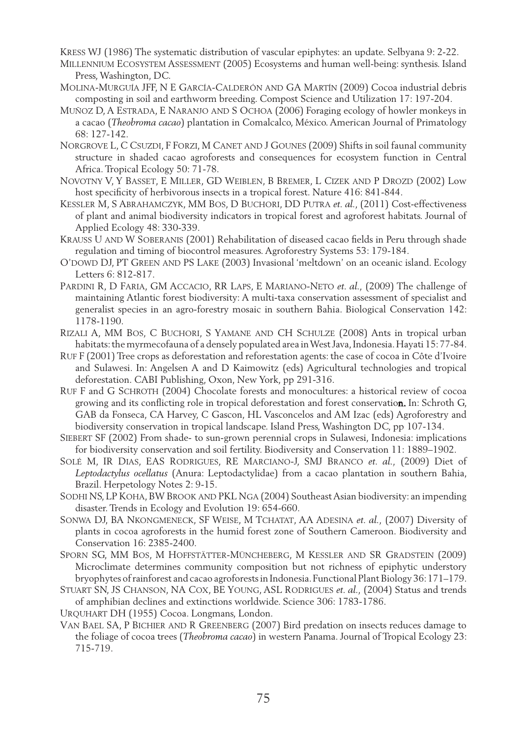KRESS WJ (1986) The systematic distribution of vascular epiphytes: an update. Selbyana 9: 2-22.

MILLENNIUM ECOSYSTEM ASSESSMENT (2005) Ecosystems and human well-being: synthesis. Island Press, Washington, DC.

MOLINA-MURGUÍA JFF, N E GARCÍA-CALDERÓN AND GA MARTÍN (2009) Cocoa industrial debris composting in soil and earthworm breeding. Compost Science and Utilization 17: 197-204.

MUÑOZ D, A ESTRADA, E NARANJO AND S OCHOA (2006) Foraging ecology of howler monkeys in a cacao (*Theobroma cacao*) plantation in Comalcalco, México. American Journal of Primatology 68: 127-142.

NORGROVE L, C CSUZDI, F FORZI, M CANET AND J GOUNES (2009) Shifts in soil faunal community structure in shaded cacao agroforests and consequences for ecosystem function in Central Africa. Tropical Ecology 50: 71-78.

NOVOTNY V, Y BASSET, E MILLER, GD WEIBLEN, B BREMER, L CIZEK AND P DROZD (2002) Low host specificity of herbivorous insects in a tropical forest. Nature 416: 841-844.

KESSLER M, S ABRAHAMCZYK, MM BOS, D BUCHORI, DD PUTRA *et. al.*, (2011) Cost-effectiveness of plant and animal biodiversity indicators in tropical forest and agroforest habitats. Journal of Applied Ecology 48: 330-339.

KRAUSS U AND W SOBERANIS (2001) Rehabilitation of diseased cacao fields in Peru through shade regulation and timing of biocontrol measures. Agroforestry Systems 53: 179-184.

O'DOWD DJ, PT GREEN AND PS LAKE (2003) Invasional 'meltdown' on an oceanic island. Ecology Letters 6: 812-817.

PARDINI R, D FARIA, GM ACCACIO, RR LAPS, E MARIANO-NETO *et. al.*, (2009) The challenge of maintaining Atlantic forest biodiversity: A multi-taxa conservation assessment of specialist and generalist species in an agro-forestry mosaic in southern Bahia. Biological Conservation 142: 1178-1190.

RIZALI A, MM BOS, C BUCHORI, S YAMANE AND CH SCHULZE (2008) Ants in tropical urban habitats: the myrmecofauna of a densely populated area in West Java, Indonesia. Hayati 15: 77-84.

RUF F (2001) Tree crops as deforestation and reforestation agents: the case of cocoa in Côte d'Ivoire and Sulawesi. In: Angelsen A and D Kaimowitz (eds) Agricultural technologies and tropical deforestation. CABI Publishing, Oxon, New York, pp 291-316.

RUF F and G SCHROTH (2004) Chocolate forests and monocultures: a historical review of cocoa growing and its conflicting role in tropical deforestation and forest conservation. In: Schroth G, GAB da Fonseca, CA Harvey, C Gascon, HL Vasconcelos and AM Izac (eds) Agroforestry and biodiversity conservation in tropical landscape. Island Press, Washington DC, pp 107-134.

SIEBERT SF (2002) From shade- to sun-grown perennial crops in Sulawesi, Indonesia: implications for biodiversity conservation and soil fertility. Biodiversity and Conservation 11: 1889–1902.

SOLÉ M, IR DIAS, EAS RODRIGUES, RE MARCIANO-J, SMJ BRANCO *et. al.*, (2009) Diet of *Leptodactylus ocellatus* (Anura: Leptodactylidae) from a cacao plantation in southern Bahia, Brazil. Herpetology Notes 2: 9-15.

SODHI NS, LP KOHA, BW BROOK AND PKL NGA (2004) Southeast Asian biodiversity: an impending disaster. Trends in Ecology and Evolution 19: 654-660.

SONWA DJ, BA NKONGMENECK, SF WEISE, M TCHATAT, AA ADESINA *et. al.*, (2007) Diversity of plants in cocoa agroforests in the humid forest zone of Southern Cameroon. Biodiversity and Conservation 16: 2385-2400.

SPORN SG, MM BOS, M HOFFSTÄTTER-MÜNCHEBERG, M KESSLER AND SR GRADSTEIN (2009) Microclimate determines community composition but not richness of epiphytic understory bryophytes of rainforest and cacao agroforests in Indonesia. Functional Plant Biology 36: 171–179.

STUART SN, JS CHANSON, NA COX, BE YOUNG, ASL RODRIGUES *et. al.*, (2004) Status and trends of amphibian declines and extinctions worldwide. Science 306: 1783-1786.

URQUHART DH (1955) Cocoa. Longmans, London.

VAN BAEL SA, P BICHIER AND R GREENBERG (2007) Bird predation on insects reduces damage to the foliage of cocoa trees (*Theobroma cacao*) in western Panama. Journal of Tropical Ecology 23: 715-719.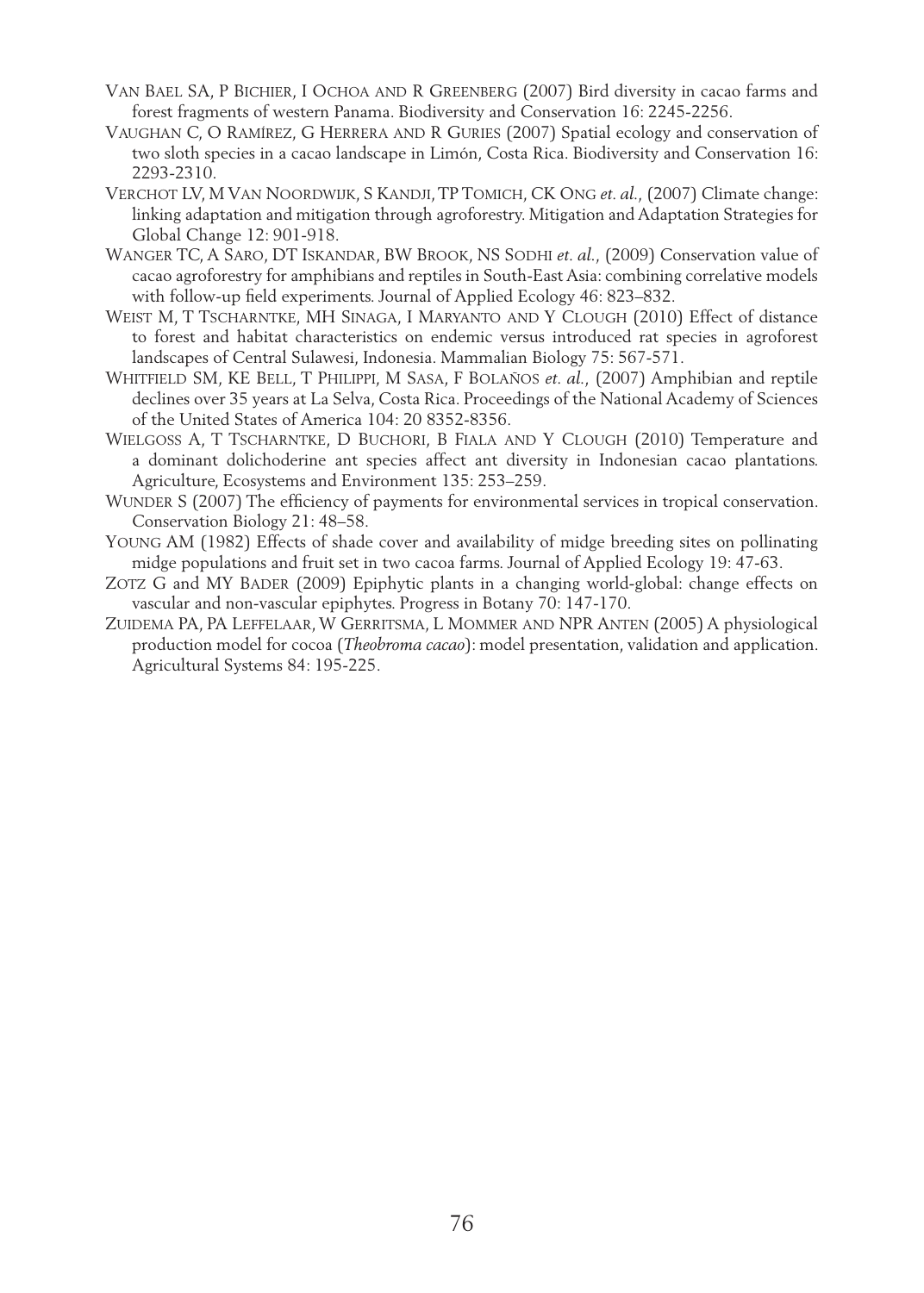Van Bael SA, P Bichier, I Ochoa and R Greenberg (2007) Bird diversity in cacao farms and forest fragments of western Panama. Biodiversity and Conservation 16: 2245-2256.

Vaughan C, O Ramírez, G Herrera and R Guries (2007) Spatial ecology and conservation of two sloth species in a cacao landscape in Limón, Costa Rica. Biodiversity and Conservation 16: 2293-2310.

Verchot LV, M Van Noordwijk, S Kandji, TP Tomich, CK Ong *et. al.*, (2007) Climate change: linking adaptation and mitigation through agroforestry. Mitigation and Adaptation Strategies for Global Change 12: 901-918.

Wanger TC, A Saro, DT Iskandar, BW Brook, NS Sodhi *et. al.*, (2009) Conservation value of cacao agroforestry for amphibians and reptiles in South-East Asia: combining correlative models with follow-up field experiments. Journal of Applied Ecology 46: 823–832.

Weist M, T Tscharntke, MH Sinaga, I Maryanto and Y Clough (2010) Effect of distance to forest and habitat characteristics on endemic versus introduced rat species in agroforest landscapes of Central Sulawesi, Indonesia. Mammalian Biology 75: 567-571.

Whitfield SM, KE Bell, T Philippi, M Sasa, F Bolaños *et. al.*, (2007) Amphibian and reptile declines over 35 years at La Selva, Costa Rica. Proceedings of the National Academy of Sciences of the United States of America 104: 20 8352-8356.

Wielgoss A, T Tscharntke, D Buchori, B Fiala and Y Clough (2010) Temperature and a dominant dolichoderine ant species affect ant diversity in Indonesian cacao plantations. Agriculture, Ecosystems and Environment 135: 253–259.

Wunder S (2007) The efficiency of payments for environmental services in tropical conservation. Conservation Biology 21: 48–58.

Young AM (1982) Effects of shade cover and availability of midge breeding sites on pollinating midge populations and fruit set in two cacoa farms. Journal of Applied Ecology 19: 47-63.

Zotz G and MY Bader (2009) Epiphytic plants in a changing world-global: change effects on vascular and non-vascular epiphytes. Progress in Botany 70: 147-170.

Zuidema PA, PA Leffelaar, W Gerritsma, L Mommer and NPR Anten (2005) A physiological production model for cocoa (*Theobroma cacao*): model presentation, validation and application. Agricultural Systems 84: 195-225.